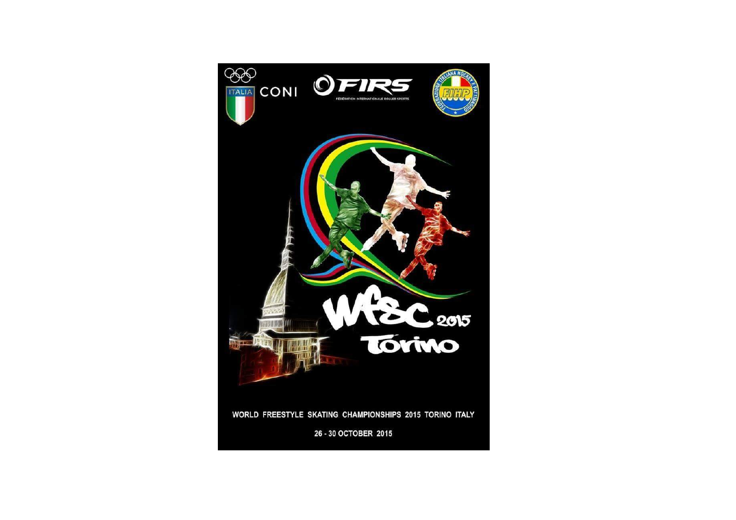CONI

FIRS

FÉDÉRATION INTERNATIONALE ROLLER SPORTS

FIHP

FEDERAZIONE ITALIANA HOCKEY E PATTINAGGIO

# WFSC 2015 Torino

**WORLD FREESTYLE SKATING CHAMPIONSHIPS 2015 TORINO ITALY**

**26 - 30 OCTOBER 2015**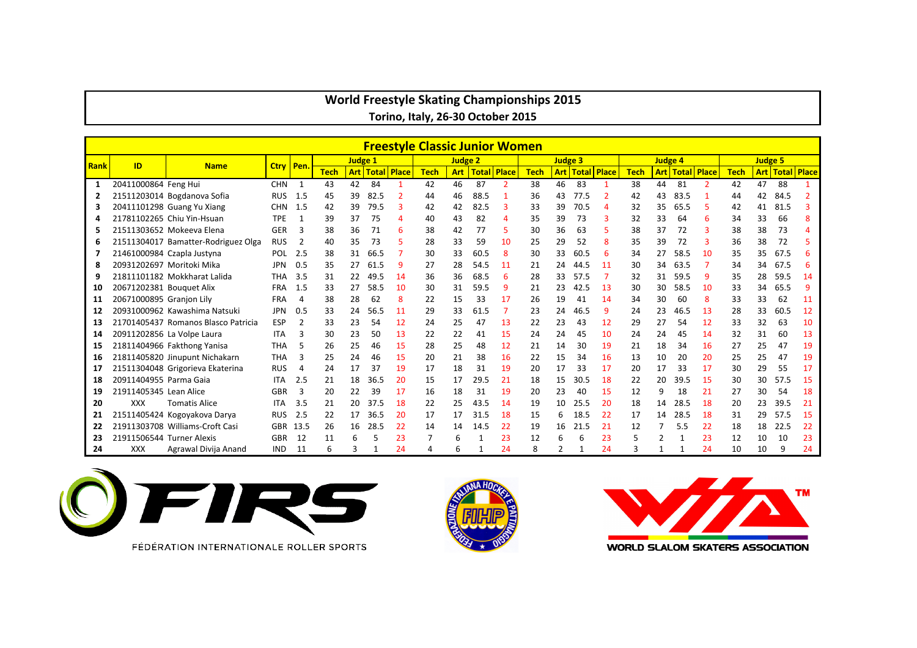# World Freestyle Skating Championships 2015

## Torino, Italy, 26-30 October 2015

### Freestyle Classic Junior Women

| Rank | ID | Name | Ctry | Pen. | Judge 1 | | | | Judge 2 | | | | Judge 3 | | | | Judge 4 | | | | Judge 5 | | | |
|---|---|---|---|---|---|---|---|---|---|---|---|---|---|---|---|---|---|---|---|---|---|---|---|---|
| | | | | | Tech | Art | Total | Place | Tech | Art | Total | Place | Tech | Art | Total | Place | Tech | Art | Total | Place | Tech | Art | Total | Place |
| 1 | 20411000864 | Feng Hui | CHN | 1 | 43 | 42 | 84 | 1 | 42 | 46 | 87 | 2 | 38 | 46 | 83 | 1 | 38 | 44 | 81 | 2 | 42 | 47 | 88 | 1 |
| 2 | 21511203014 | Bogdanova Sofia | RUS | 1.5 | 45 | 39 | 82.5 | 2 | 44 | 46 | 88.5 | 1 | 36 | 43 | 77.5 | 2 | 42 | 43 | 83.5 | 1 | 44 | 42 | 84.5 | 2 |
| 3 | 20411101298 | Guang Yu Xiang | CHN | 1.5 | 42 | 39 | 79.5 | 3 | 42 | 42 | 82.5 | 3 | 33 | 39 | 70.5 | 4 | 32 | 35 | 65.5 | 5 | 42 | 41 | 81.5 | 3 |
| 4 | 21781102265 | Chiu Yin-Hsuan | TPE | 1 | 39 | 37 | 75 | 4 | 40 | 43 | 82 | 4 | 35 | 39 | 73 | 3 | 32 | 33 | 64 | 6 | 34 | 33 | 66 | 8 |
| 5 | 21511303652 | Mokeeva Elena | GER | 3 | 38 | 36 | 71 | 6 | 38 | 42 | 77 | 5 | 30 | 36 | 63 | 5 | 38 | 37 | 72 | 3 | 38 | 38 | 73 | 4 |
| 6 | 21511304017 | Bamatter-Rodriguez Olga | RUS | 2 | 40 | 35 | 73 | 5 | 28 | 33 | 59 | 10 | 25 | 29 | 52 | 8 | 35 | 39 | 72 | 3 | 36 | 38 | 72 | 5 |
| 7 | 21461000984 | Czapla Justyna | POL | 2.5 | 38 | 31 | 66.5 | 7 | 30 | 33 | 60.5 | 8 | 30 | 33 | 60.5 | 6 | 34 | 27 | 58.5 | 10 | 35 | 35 | 67.5 | 6 |
| 8 | 20931202697 | Moritoki Mika | JPN | 0.5 | 35 | 27 | 61.5 | 9 | 27 | 28 | 54.5 | 11 | 21 | 24 | 44.5 | 11 | 30 | 34 | 63.5 | 7 | 34 | 34 | 67.5 | 6 |
| 9 | 21811101182 | Mokkharat Lalida | THA | 3.5 | 31 | 22 | 49.5 | 14 | 36 | 36 | 68.5 | 6 | 28 | 33 | 57.5 | 7 | 32 | 31 | 59.5 | 9 | 35 | 28 | 59.5 | 14 |
| 10 | 20671202381 | Bouquet Alix | FRA | 1.5 | 33 | 27 | 58.5 | 10 | 30 | 31 | 59.5 | 9 | 21 | 23 | 42.5 | 13 | 30 | 30 | 58.5 | 10 | 33 | 34 | 65.5 | 9 |
| 11 | 20671000895 | Granjon Lily | FRA | 4 | 38 | 28 | 62 | 8 | 22 | 15 | 33 | 17 | 26 | 19 | 41 | 14 | 34 | 30 | 60 | 8 | 33 | 33 | 62 | 11 |
| 12 | 20931000962 | Kawashima Natsuki | JPN | 0.5 | 33 | 24 | 56.5 | 11 | 29 | 33 | 61.5 | 7 | 23 | 24 | 46.5 | 9 | 24 | 23 | 46.5 | 13 | 28 | 33 | 60.5 | 12 |
| 13 | 21701405437 | Romanos Blasco Patricia | ESP | 2 | 33 | 23 | 54 | 12 | 24 | 25 | 47 | 13 | 22 | 23 | 43 | 12 | 29 | 27 | 54 | 12 | 33 | 32 | 63 | 10 |
| 14 | 20911202856 | La Volpe Laura | ITA | 3 | 30 | 23 | 50 | 13 | 22 | 22 | 41 | 15 | 24 | 24 | 45 | 10 | 24 | 24 | 45 | 14 | 32 | 31 | 60 | 13 |
| 15 | 21811404966 | Fakthong Yanisa | THA | 5 | 26 | 25 | 46 | 15 | 28 | 25 | 48 | 12 | 21 | 14 | 30 | 19 | 21 | 18 | 34 | 16 | 27 | 25 | 47 | 19 |
| 16 | 21811405820 | Jinupunt Nichakarn | THA | 3 | 25 | 24 | 46 | 15 | 20 | 21 | 38 | 16 | 22 | 15 | 34 | 16 | 13 | 10 | 20 | 20 | 25 | 25 | 47 | 19 |
| 17 | 21511304048 | Grigorieva Ekaterina | RUS | 4 | 24 | 17 | 37 | 19 | 17 | 18 | 31 | 19 | 20 | 17 | 33 | 17 | 20 | 17 | 33 | 17 | 30 | 29 | 55 | 17 |
| 18 | 20911404955 | Parma Gaia | ITA | 2.5 | 21 | 18 | 36.5 | 20 | 15 | 17 | 29.5 | 21 | 18 | 15 | 30.5 | 18 | 22 | 20 | 39.5 | 15 | 30 | 30 | 57.5 | 15 |
| 19 | 21911405345 | Lean Alice | GBR | 3 | 20 | 22 | 39 | 17 | 16 | 18 | 31 | 19 | 20 | 23 | 40 | 15 | 12 | 9 | 18 | 21 | 27 | 30 | 54 | 18 |
| 20 | XXX | Tomatis Alice | ITA | 3.5 | 21 | 20 | 37.5 | 18 | 22 | 25 | 43.5 | 14 | 19 | 10 | 25.5 | 20 | 18 | 14 | 28.5 | 18 | 20 | 23 | 39.5 | 21 |
| 21 | 21511405424 | Kogoyakova Darya | RUS | 2.5 | 22 | 17 | 36.5 | 20 | 17 | 17 | 31.5 | 18 | 15 | 6 | 18.5 | 22 | 17 | 14 | 28.5 | 18 | 31 | 29 | 57.5 | 15 |
| 22 | 21911303708 | Williams-Croft Casi | GBR | 13.5 | 26 | 16 | 28.5 | 22 | 14 | 14 | 14.5 | 22 | 19 | 16 | 21.5 | 21 | 12 | 7 | 5.5 | 22 | 18 | 18 | 22.5 | 22 |
| 23 | 21911506544 | Turner Alexis | GBR | 12 | 11 | 6 | 5 | 23 | 7 | 6 | 1 | 23 | 12 | 6 | 6 | 23 | 5 | 2 | 1 | 23 | 12 | 10 | 10 | 23 |
| 24 | XXX | Agrawal Divija Anand | IND | 11 | 6 | 3 | 1 | 24 | 4 | 6 | 1 | 24 | 8 | 2 | 1 | 24 | 3 | 1 | 1 | 24 | 10 | 10 | 9 | 24 |

FIRS
FÉDÉRATION INTERNATIONALE ROLLER SPORTS

FIHP

WORLD SLALOM SKATERS ASSOCIATION